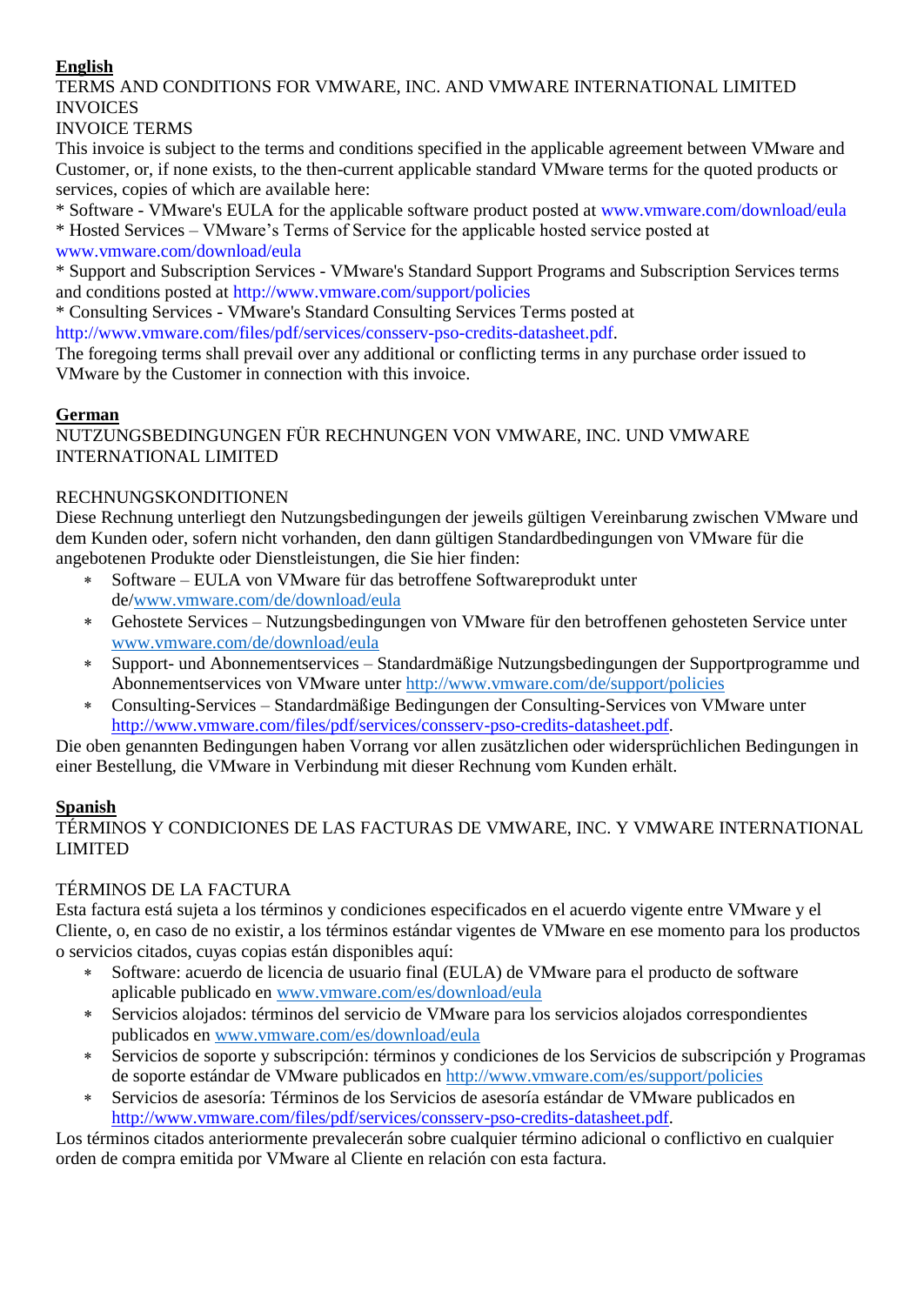**English**

TERMS AND CONDITIONS FOR VMWARE, INC. AND VMWARE INTERNATIONAL LIMITED INVOICES

INVOICE TERMS

This invoice is subject to the terms and conditions specified in the applicable agreement between VMware and Customer, or, if none exists, to the then-current applicable standard VMware terms for the quoted products or services, copies of which are available here:

* Software - VMware's EULA for the applicable software product posted at www.vmware.com/download/eula
* Hosted Services – VMware's Terms of Service for the applicable hosted service posted at www.vmware.com/download/eula
* Support and Subscription Services - VMware's Standard Support Programs and Subscription Services terms and conditions posted at http://www.vmware.com/support/policies
* Consulting Services - VMware's Standard Consulting Services Terms posted at http://www.vmware.com/files/pdf/services/consserv-pso-credits-datasheet.pdf.

The foregoing terms shall prevail over any additional or conflicting terms in any purchase order issued to VMware by the Customer in connection with this invoice.

**German**

NUTZUNGSBEDINGUNGEN FÜR RECHNUNGEN VON VMWARE, INC. UND VMWARE INTERNATIONAL LIMITED

RECHNUNGSKONDITIONEN

Diese Rechnung unterliegt den Nutzungsbedingungen der jeweils gültigen Vereinbarung zwischen VMware und dem Kunden oder, sofern nicht vorhanden, den dann gültigen Standardbedingungen von VMware für die angebotenen Produkte oder Dienstleistungen, die Sie hier finden:

* Software – EULA von VMware für das betroffene Softwareprodukt unter de/www.vmware.com/de/download/eula
* Gehostete Services – Nutzungsbedingungen von VMware für den betroffenen gehosteten Service unter www.vmware.com/de/download/eula
* Support- und Abonnementservices – Standardmäßige Nutzungsbedingungen der Supportprogramme und Abonnementservices von VMware unter http://www.vmware.com/de/support/policies
* Consulting-Services – Standardmäßige Bedingungen der Consulting-Services von VMware unter http://www.vmware.com/files/pdf/services/consserv-pso-credits-datasheet.pdf.

Die oben genannten Bedingungen haben Vorrang vor allen zusätzlichen oder widersprüchlichen Bedingungen in einer Bestellung, die VMware in Verbindung mit dieser Rechnung vom Kunden erhält.

**Spanish**

TÉRMINOS Y CONDICIONES DE LAS FACTURAS DE VMWARE, INC. Y VMWARE INTERNATIONAL LIMITED

TÉRMINOS DE LA FACTURA

Esta factura está sujeta a los términos y condiciones especificados en el acuerdo vigente entre VMware y el Cliente, o, en caso de no existir, a los términos estándar vigentes de VMware en ese momento para los productos o servicios citados, cuyas copias están disponibles aquí:

* Software: acuerdo de licencia de usuario final (EULA) de VMware para el producto de software aplicable publicado en www.vmware.com/es/download/eula
* Servicios alojados: términos del servicio de VMware para los servicios alojados correspondientes publicados en www.vmware.com/es/download/eula
* Servicios de soporte y subscripción: términos y condiciones de los Servicios de subscripción y Programas de soporte estándar de VMware publicados en http://www.vmware.com/es/support/policies
* Servicios de asesoría: Términos de los Servicios de asesoría estándar de VMware publicados en http://www.vmware.com/files/pdf/services/consserv-pso-credits-datasheet.pdf.

Los términos citados anteriormente prevalecerán sobre cualquier término adicional o conflictivo en cualquier orden de compra emitida por VMware al Cliente en relación con esta factura.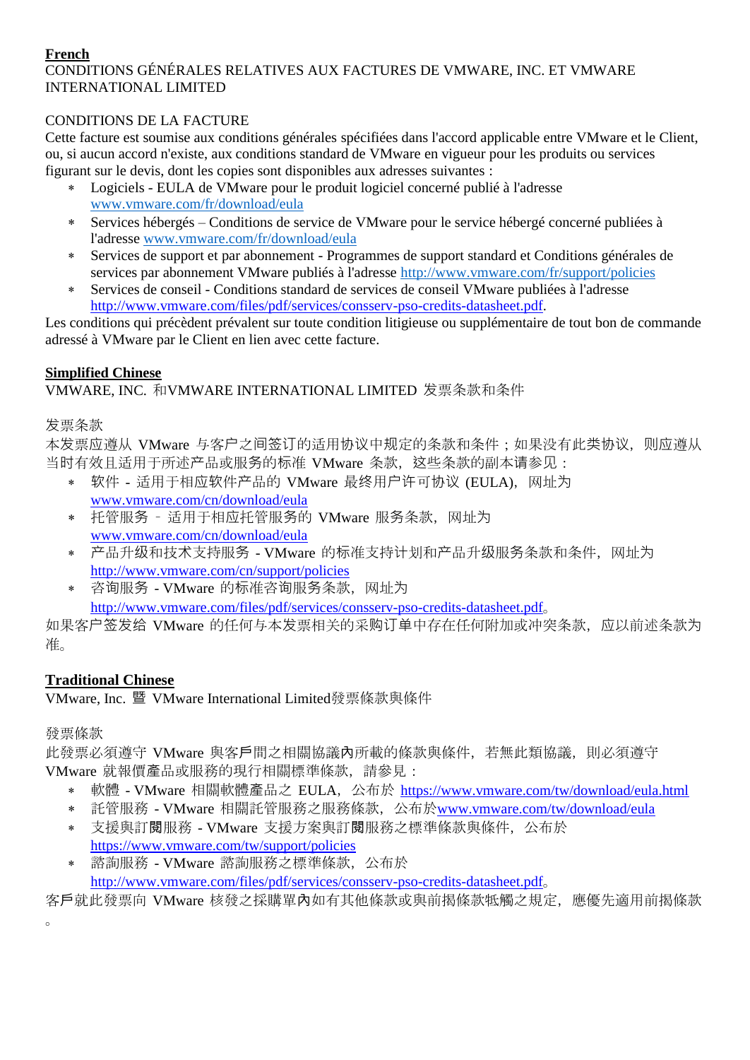**French**

CONDITIONS GÉNÉRALES RELATIVES AUX FACTURES DE VMWARE, INC. ET VMWARE INTERNATIONAL LIMITED

CONDITIONS DE LA FACTURE

Cette facture est soumise aux conditions générales spécifiées dans l'accord applicable entre VMware et le Client, ou, si aucun accord n'existe, aux conditions standard de VMware en vigueur pour les produits ou services figurant sur le devis, dont les copies sont disponibles aux adresses suivantes :

- Logiciels - EULA de VMware pour le produit logiciel concerné publié à l'adresse www.vmware.com/fr/download/eula
- Services hébergés – Conditions de service de VMware pour le service hébergé concerné publiées à l'adresse www.vmware.com/fr/download/eula
- Services de support et par abonnement - Programmes de support standard et Conditions générales de services par abonnement VMware publiés à l'adresse http://www.vmware.com/fr/support/policies
- Services de conseil - Conditions standard de services de conseil VMware publiées à l'adresse http://www.vmware.com/files/pdf/services/consserv-pso-credits-datasheet.pdf.

Les conditions qui précèdent prévalent sur toute condition litigieuse ou supplémentaire de tout bon de commande adressé à VMware par le Client en lien avec cette facture.

**Simplified Chinese**

VMWARE, INC. 和VMWARE INTERNATIONAL LIMITED 发票条款和条件

发票条款

本发票应遵从 VMware 与客户之间签订的适用协议中规定的条款和条件；如果没有此类协议，则应遵从当时有效且适用于所述产品或服务的标准 VMware 条款，这些条款的副本请参见：

- 软件 - 适用于相应软件产品的 VMware 最终用户许可协议 (EULA)，网址为 www.vmware.com/cn/download/eula
- 托管服务 - 适用于相应托管服务的 VMware 服务条款，网址为 www.vmware.com/cn/download/eula
- 产品升级和技术支持服务 - VMware 的标准支持计划和产品升级服务条款和条件，网址为 http://www.vmware.com/cn/support/policies
- 咨询服务 - VMware 的标准咨询服务条款，网址为 http://www.vmware.com/files/pdf/services/consserv-pso-credits-datasheet.pdf。

如果客户签发给 VMware 的任何与本发票相关的采购订单中存在任何附加或冲突条款，应以前述条款为准。

**Traditional Chinese**

VMware, Inc. 暨 VMware International Limited發票條款與條件

發票條款

此發票必須遵守 VMware 與客戶間之相關協議內所載的條款與條件，若無此類協議，則必須遵守 VMware 就報價產品或服務的現行相關標準條款，請參見：

- 軟體 - VMware 相關軟體產品之 EULA，公布於 https://www.vmware.com/tw/download/eula.html
- 託管服務 - VMware 相關託管服務之服務條款，公布於www.vmware.com/tw/download/eula
- 支援與訂閱服務 - VMware 支援方案與訂閱服務之標準條款與條件，公布於 https://www.vmware.com/tw/support/policies
- 諮詢服務 - VMware 諮詢服務之標準條款，公布於 http://www.vmware.com/files/pdf/services/consserv-pso-credits-datasheet.pdf。

客戶就此發票向 VMware 核發之採購單內如有其他條款或與前揭條款牴觸之規定，應優先適用前揭條款。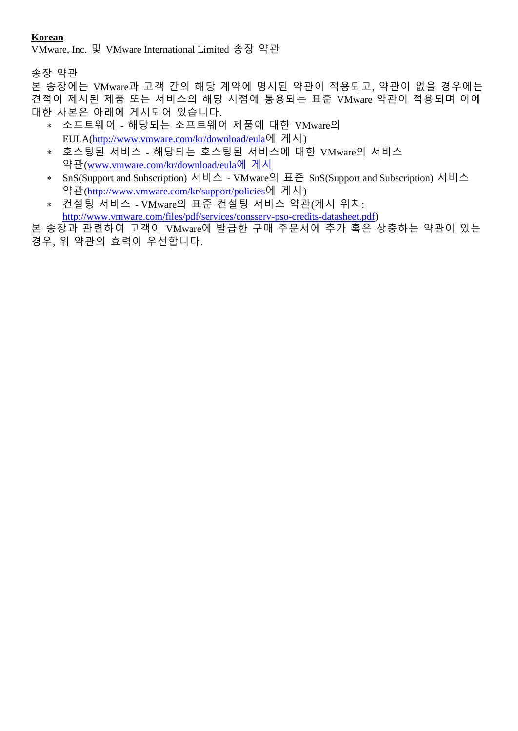**Korean**

VMware, Inc. 및 VMware International Limited 송장 약관

송장 약관

본 송장에는 VMware과 고객 간의 해당 계약에 명시된 약관이 적용되고, 약관이 없을 경우에는 견적이 제시된 제품 또는 서비스의 해당 시점에 통용되는 표준 VMware 약관이 적용되며 이에 대한 사본은 아래에 게시되어 있습니다.

* 소프트웨어 - 해당되는 소프트웨어 제품에 대한 VMware의 EULA(http://www.vmware.com/kr/download/eula에 게시)
* 호스팅된 서비스 - 해당되는 호스팅된 서비스에 대한 VMware의 서비스 약관(www.vmware.com/kr/download/eula에 게시
* SnS(Support and Subscription) 서비스 - VMware의 표준 SnS(Support and Subscription) 서비스 약관(http://www.vmware.com/kr/support/policies에 게시)
* 컨설팅 서비스 - VMware의 표준 컨설팅 서비스 약관(게시 위치: http://www.vmware.com/files/pdf/services/consserv-pso-credits-datasheet.pdf)

본 송장과 관련하여 고객이 VMware에 발급한 구매 주문서에 추가 혹은 상충하는 약관이 있는 경우, 위 약관의 효력이 우선합니다.